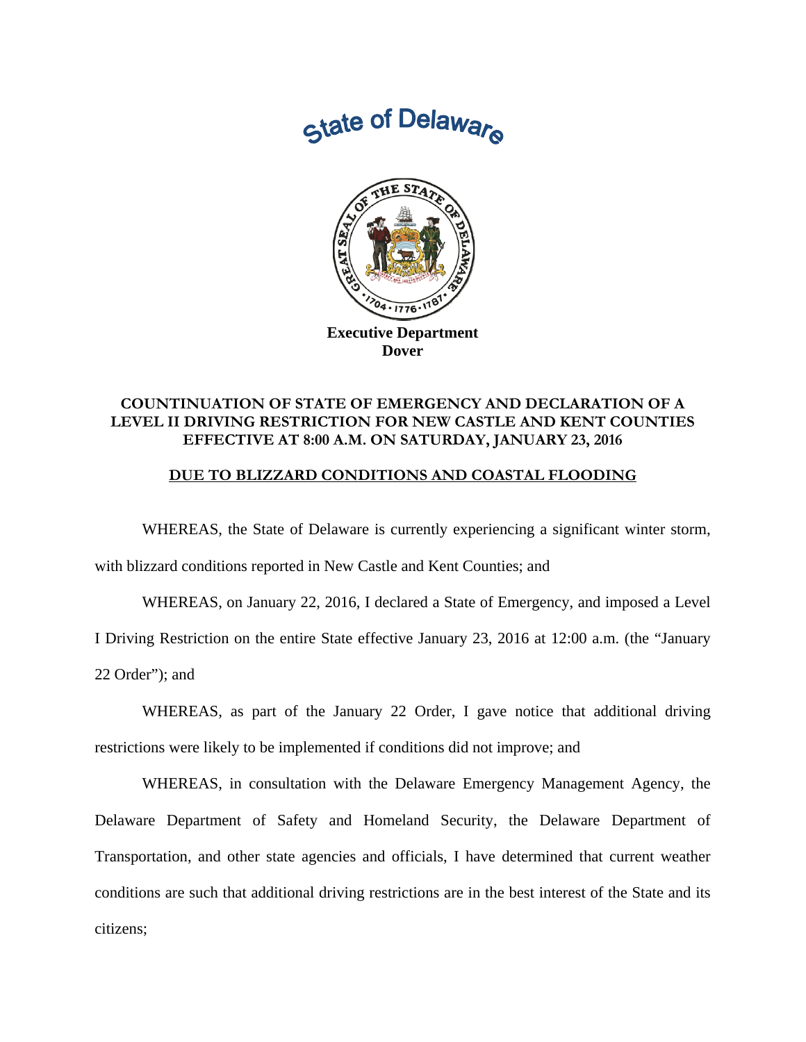State of Delaware

**Executive Department**
**Dover**

## COUNTINUATION OF STATE OF EMERGENCY AND DECLARATION OF A LEVEL II DRIVING RESTRICTION FOR NEW CASTLE AND KENT COUNTIES EFFECTIVE AT 8:00 A.M. ON SATURDAY, JANUARY 23, 2016

### DUE TO BLIZZARD CONDITIONS AND COASTAL FLOODING

WHEREAS, the State of Delaware is currently experiencing a significant winter storm, with blizzard conditions reported in New Castle and Kent Counties; and

WHEREAS, on January 22, 2016, I declared a State of Emergency, and imposed a Level I Driving Restriction on the entire State effective January 23, 2016 at 12:00 a.m. (the "January 22 Order"); and

WHEREAS, as part of the January 22 Order, I gave notice that additional driving restrictions were likely to be implemented if conditions did not improve; and

WHEREAS, in consultation with the Delaware Emergency Management Agency, the Delaware Department of Safety and Homeland Security, the Delaware Department of Transportation, and other state agencies and officials, I have determined that current weather conditions are such that additional driving restrictions are in the best interest of the State and its citizens;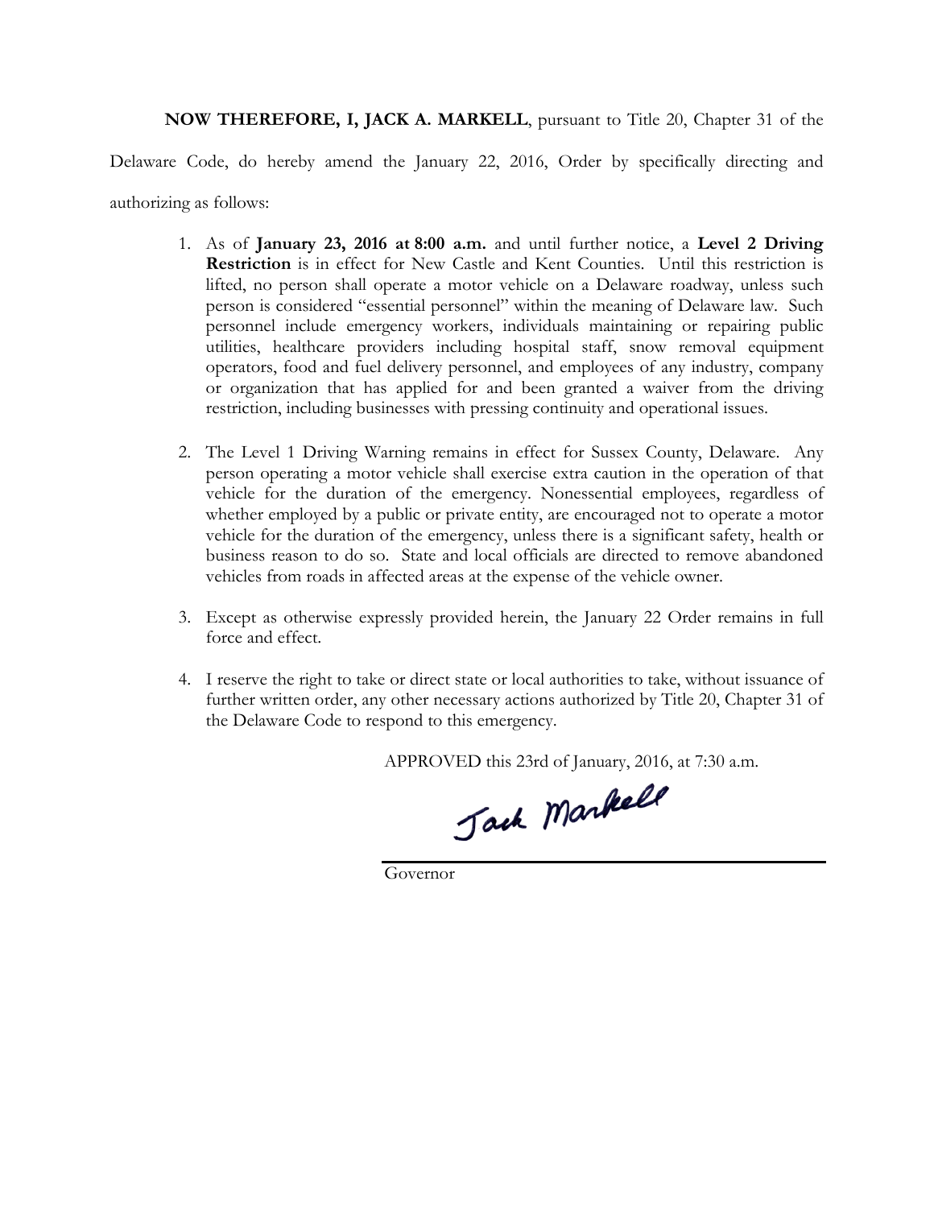**NOW THEREFORE, I, JACK A. MARKELL**, pursuant to Title 20, Chapter 31 of the Delaware Code, do hereby amend the January 22, 2016, Order by specifically directing and authorizing as follows:

1. As of **January 23, 2016 at 8:00 a.m.** and until further notice, a **Level 2 Driving Restriction** is in effect for New Castle and Kent Counties. Until this restriction is lifted, no person shall operate a motor vehicle on a Delaware roadway, unless such person is considered "essential personnel" within the meaning of Delaware law. Such personnel include emergency workers, individuals maintaining or repairing public utilities, healthcare providers including hospital staff, snow removal equipment operators, food and fuel delivery personnel, and employees of any industry, company or organization that has applied for and been granted a waiver from the driving restriction, including businesses with pressing continuity and operational issues.

2. The Level 1 Driving Warning remains in effect for Sussex County, Delaware. Any person operating a motor vehicle shall exercise extra caution in the operation of that vehicle for the duration of the emergency. Nonessential employees, regardless of whether employed by a public or private entity, are encouraged not to operate a motor vehicle for the duration of the emergency, unless there is a significant safety, health or business reason to do so. State and local officials are directed to remove abandoned vehicles from roads in affected areas at the expense of the vehicle owner.

3. Except as otherwise expressly provided herein, the January 22 Order remains in full force and effect.

4. I reserve the right to take or direct state or local authorities to take, without issuance of further written order, any other necessary actions authorized by Title 20, Chapter 31 of the Delaware Code to respond to this emergency.

APPROVED this 23rd of January, 2016, at 7:30 a.m.

Jack Markell

Governor